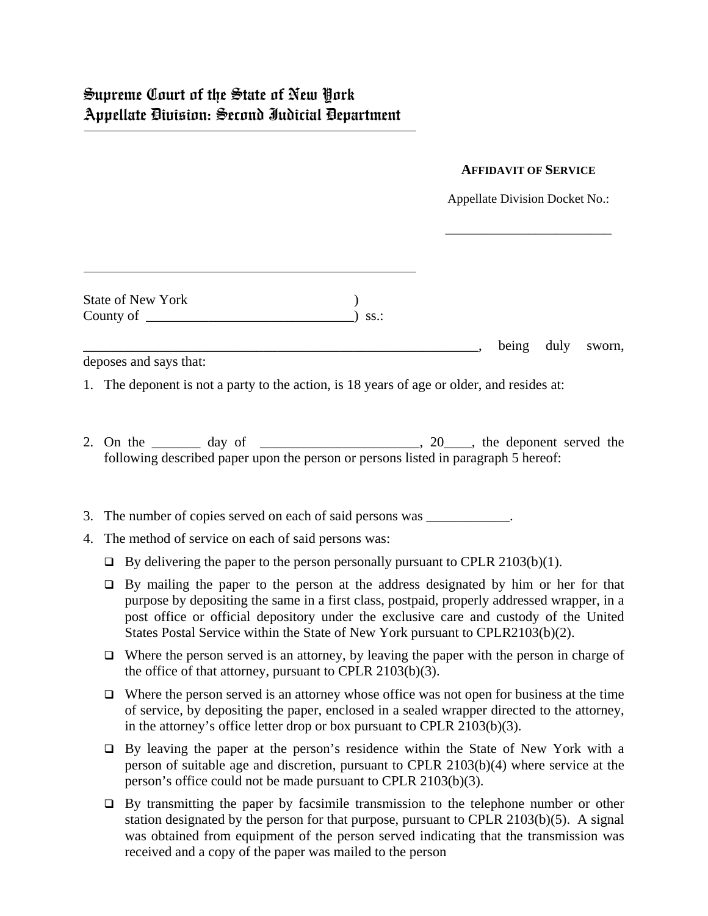# Supreme Court of the State of New York
# Appellate Division: Second Judicial Department

---

**AFFIDAVIT OF SERVICE**

Appellate Division Docket No.:

\_\_\_\_\_\_\_\_\_\_\_\_\_\_\_\_\_\_\_\_\_\_\_\_\_

---

State of New York )
County of \_\_\_\_\_\_\_\_\_\_\_\_\_\_\_\_\_\_\_\_\_\_\_\_\_\_\_\_\_\_) ss.:

\_\_\_\_\_\_\_\_\_\_\_\_\_\_\_\_\_\_\_\_\_\_\_\_\_\_\_\_\_\_\_\_\_\_\_\_\_\_\_\_\_\_\_\_\_\_\_\_\_\_\_\_\_\_\_\_\_\_\_\_, being duly sworn, deposes and says that:

1. The deponent is not a party to the action, is 18 years of age or older, and resides at:

2. On the \_\_\_\_\_\_\_ day of \_\_\_\_\_\_\_\_\_\_\_\_\_\_\_\_\_\_\_\_\_\_\_, 20\_\_\_\_, the deponent served the following described paper upon the person or persons listed in paragraph 5 hereof:

3. The number of copies served on each of said persons was \_\_\_\_\_\_\_\_\_\_\_\_.

4. The method of service on each of said persons was:

   - ☐ By delivering the paper to the person personally pursuant to CPLR 2103(b)(1).
   - ☐ By mailing the paper to the person at the address designated by him or her for that purpose by depositing the same in a first class, postpaid, properly addressed wrapper, in a post office or official depository under the exclusive care and custody of the United States Postal Service within the State of New York pursuant to CPLR2103(b)(2).
   - ☐ Where the person served is an attorney, by leaving the paper with the person in charge of the office of that attorney, pursuant to CPLR 2103(b)(3).
   - ☐ Where the person served is an attorney whose office was not open for business at the time of service, by depositing the paper, enclosed in a sealed wrapper directed to the attorney, in the attorney's office letter drop or box pursuant to CPLR 2103(b)(3).
   - ☐ By leaving the paper at the person's residence within the State of New York with a person of suitable age and discretion, pursuant to CPLR 2103(b)(4) where service at the person's office could not be made pursuant to CPLR 2103(b)(3).
   - ☐ By transmitting the paper by facsimile transmission to the telephone number or other station designated by the person for that purpose, pursuant to CPLR 2103(b)(5). A signal was obtained from equipment of the person served indicating that the transmission was received and a copy of the paper was mailed to the person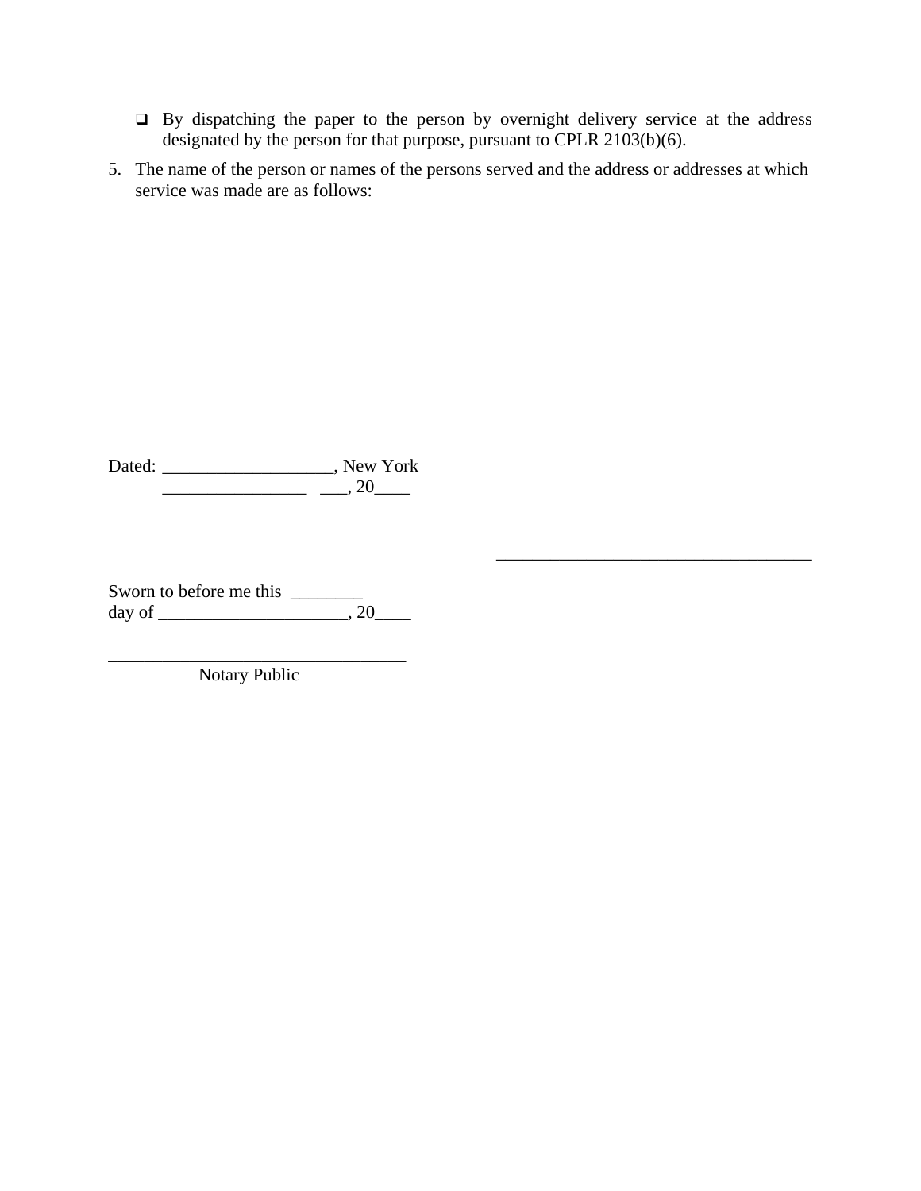- ❑ By dispatching the paper to the person by overnight delivery service at the address designated by the person for that purpose, pursuant to CPLR 2103(b)(6).

5. The name of the person or names of the persons served and the address or addresses at which service was made are as follows:

Dated: ___________________, New York
________________ ___, 20____

___________________________________

Sworn to before me this ________
day of _____________________, 20____

_________________________________
Notary Public